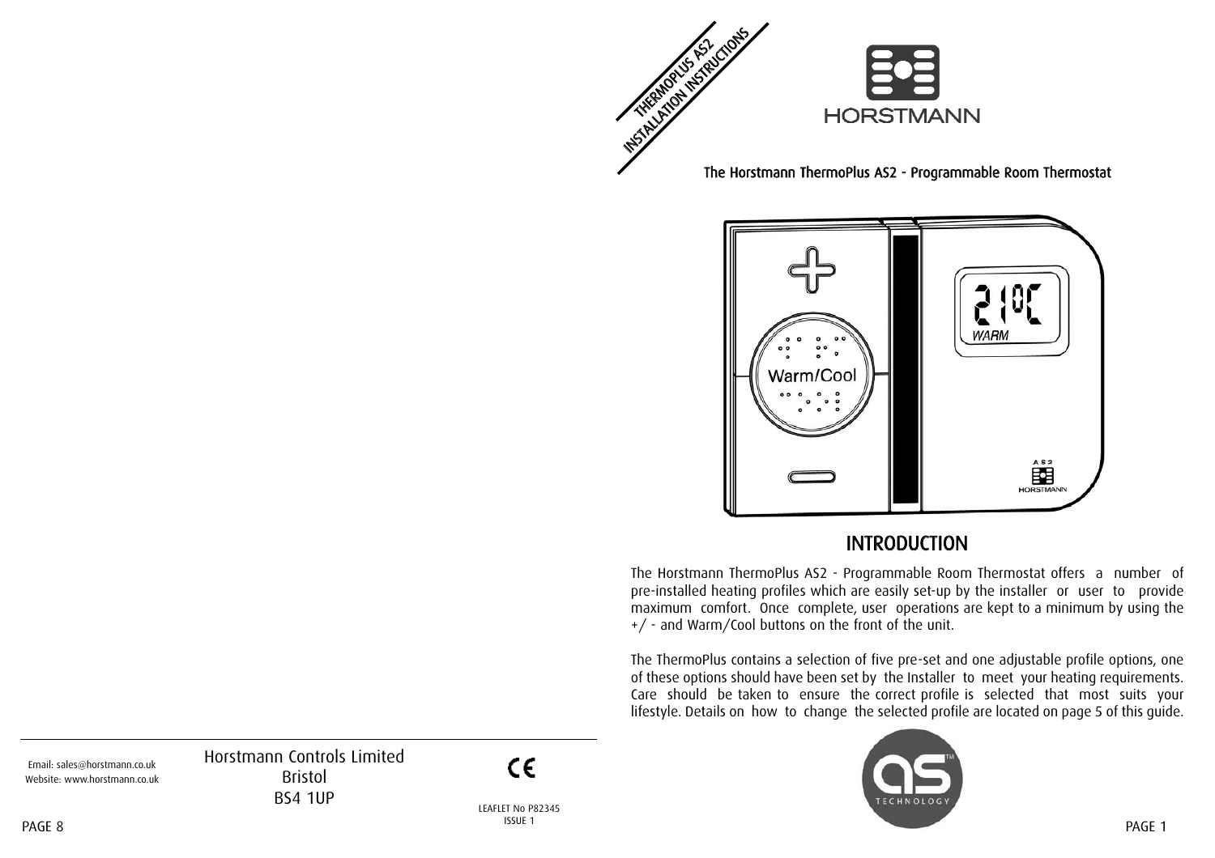THERMOPLUS AS2
INSTALLATION INSTRUCTIONS

HORSTMANN

The Horstmann ThermoPlus AS2 - Programmable Room Thermostat

## INTRODUCTION

The Horstmann ThermoPlus AS2 - Programmable Room Thermostat offers a number of pre-installed heating profiles which are easily set-up by the installer or user to provide maximum comfort. Once complete, user operations are kept to a minimum by using the +/ - and Warm/Cool buttons on the front of the unit.

The ThermoPlus contains a selection of five pre-set and one adjustable profile options, one of these options should have been set by the Installer to meet your heating requirements. Care should be taken to ensure the correct profile is selected that most suits your lifestyle. Details on how to change the selected profile are located on page 5 of this guide.

Email: sales@horstmann.co.uk
Website: www.horstmann.co.uk

Horstmann Controls Limited
Bristol
BS4 1UP

CE

LEAFLET No P82345
ISSUE 1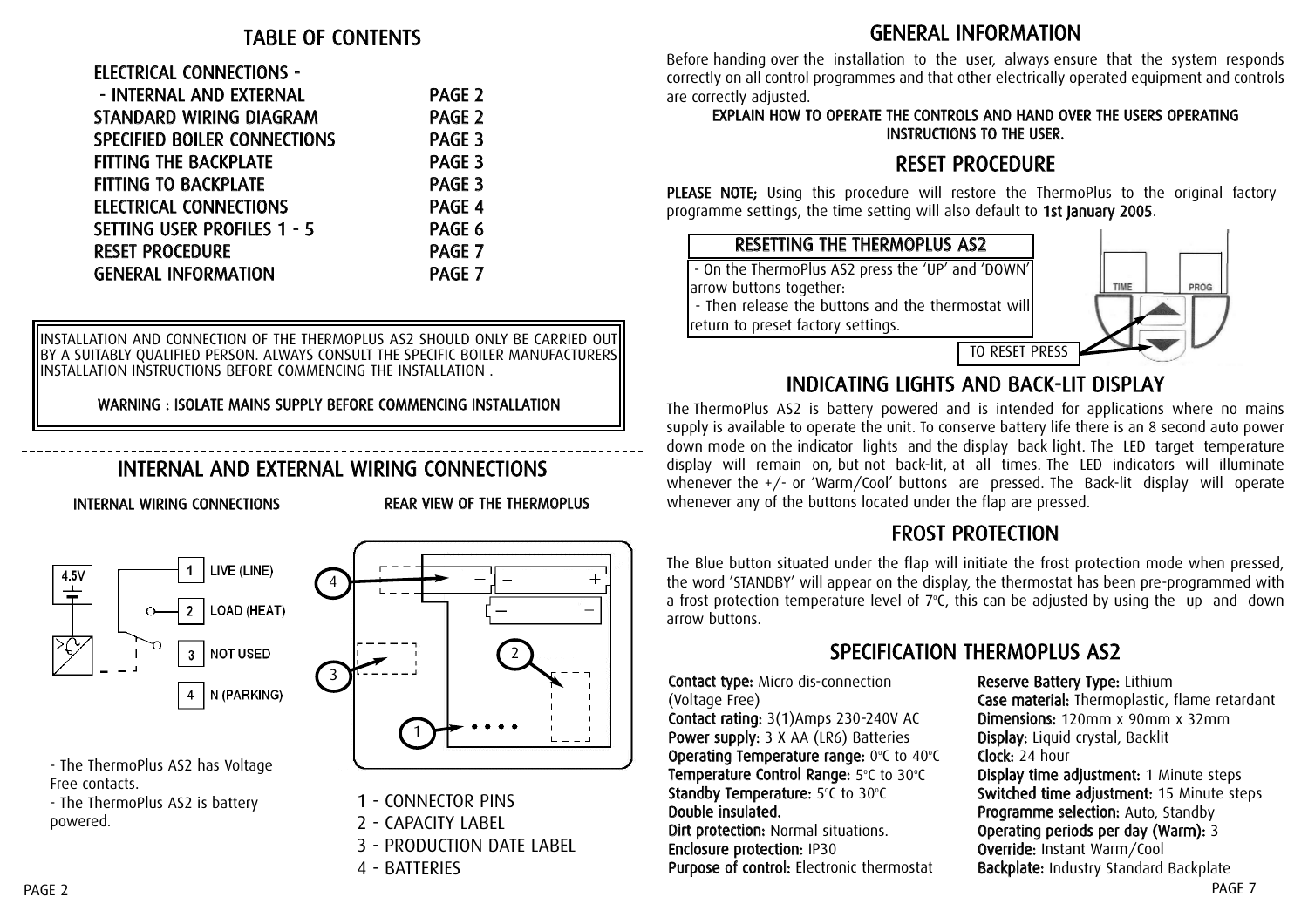# TABLE OF CONTENTS

| | |
|---|---|
| ELECTRICAL CONNECTIONS - - INTERNAL AND EXTERNAL | PAGE 2 |
| STANDARD WIRING DIAGRAM | PAGE 2 |
| SPECIFIED BOILER CONNECTIONS | PAGE 3 |
| FITTING THE BACKPLATE | PAGE 3 |
| FITTING TO BACKPLATE | PAGE 3 |
| ELECTRICAL CONNECTIONS | PAGE 4 |
| SETTING USER PROFILES 1 - 5 | PAGE 6 |
| RESET PROCEDURE | PAGE 7 |
| GENERAL INFORMATION | PAGE 7 |

INSTALLATION AND CONNECTION OF THE THERMOPLUS AS2 SHOULD ONLY BE CARRIED OUT BY A SUITABLY QUALIFIED PERSON. ALWAYS CONSULT THE SPECIFIC BOILER MANUFACTURERS INSTALLATION INSTRUCTIONS BEFORE COMMENCING THE INSTALLATION .

**WARNING : ISOLATE MAINS SUPPLY BEFORE COMMENCING INSTALLATION**

## INTERNAL AND EXTERNAL WIRING CONNECTIONS

**INTERNAL WIRING CONNECTIONS**

4.5V

1 LIVE (LINE)
2 LOAD (HEAT)
3 NOT USED
4 N (PARKING)

- The ThermoPlus AS2 has Voltage Free contacts.
- The ThermoPlus AS2 is battery powered.

**REAR VIEW OF THE THERMOPLUS**

1 - CONNECTOR PINS
2 - CAPACITY LABEL
3 - PRODUCTION DATE LABEL
4 - BATTERIES

## GENERAL INFORMATION

Before handing over the installation to the user, always ensure that the system responds correctly on all control programmes and that other electrically operated equipment and controls are correctly adjusted.

**EXPLAIN HOW TO OPERATE THE CONTROLS AND HAND OVER THE USERS OPERATING INSTRUCTIONS TO THE USER.**

## RESET PROCEDURE

**PLEASE NOTE;** Using this procedure will restore the ThermoPlus to the original factory programme settings, the time setting will also default to **1st January 2005**.

**RESETTING THE THERMOPLUS AS2**

- On the ThermoPlus AS2 press the 'UP' and 'DOWN' arrow buttons together:
- Then release the buttons and the thermostat will return to preset factory settings.

TIME PROG

TO RESET PRESS

## INDICATING LIGHTS AND BACK-LIT DISPLAY

The ThermoPlus AS2 is battery powered and is intended for applications where no mains supply is available to operate the unit. To conserve battery life there is an 8 second auto power down mode on the indicator lights and the display back light. The LED target temperature display will remain on, but not back-lit, at all times. The LED indicators will illuminate whenever the +/- or 'Warm/Cool' buttons are pressed. The Back-lit display will operate whenever any of the buttons located under the flap are pressed.

## FROST PROTECTION

The Blue button situated under the flap will initiate the frost protection mode when pressed, the word 'STANDBY' will appear on the display, the thermostat has been pre-programmed with a frost protection temperature level of 7°C, this can be adjusted by using the up and down arrow buttons.

## SPECIFICATION THERMOPLUS AS2

**Contact type:** Micro dis-connection (Voltage Free)
**Contact rating:** 3(1)Amps 230-240V AC
**Power supply:** 3 X AA (LR6) Batteries
**Operating Temperature range:** 0°C to 40°C
**Temperature Control Range:** 5°C to 30°C
**Standby Temperature:** 5°C to 30°C
**Double insulated.**
**Dirt protection:** Normal situations.
**Enclosure protection:** IP30
**Purpose of control:** Electronic thermostat
**Reserve Battery Type:** Lithium
**Case material:** Thermoplastic, flame retardant
**Dimensions:** 120mm x 90mm x 32mm
**Display:** Liquid crystal, Backlit
**Clock:** 24 hour
**Display time adjustment:** 1 Minute steps
**Switched time adjustment:** 15 Minute steps
**Programme selection:** Auto, Standby
**Operating periods per day (Warm):** 3
**Override:** Instant Warm/Cool
**Backplate:** Industry Standard Backplate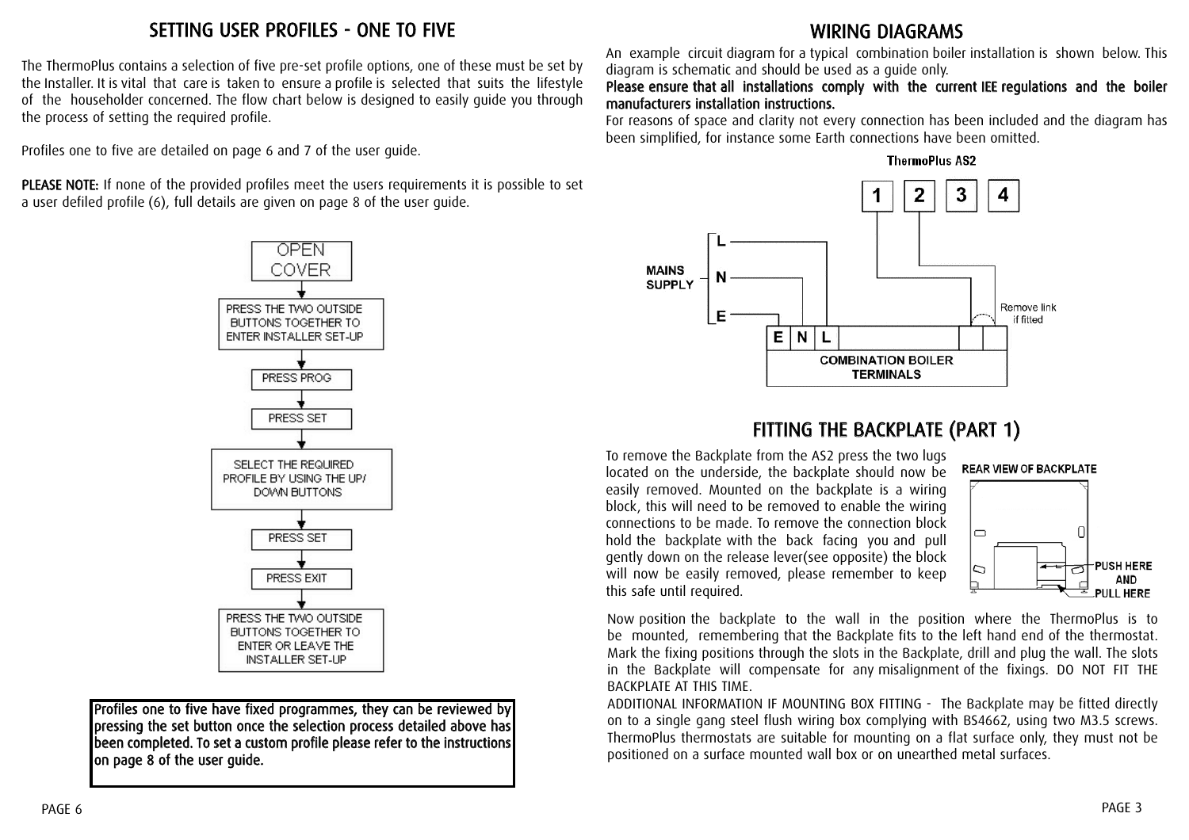## SETTING USER PROFILES - ONE TO FIVE

The ThermoPlus contains a selection of five pre-set profile options, one of these must be set by the Installer. It is vital that care is taken to ensure a profile is selected that suits the lifestyle of the householder concerned. The flow chart below is designed to easily guide you through the process of setting the required profile.

Profiles one to five are detailed on page 6 and 7 of the user guide.

**PLEASE NOTE:** If none of the provided profiles meet the users requirements it is possible to set a user defiled profile (6), full details are given on page 8 of the user guide.

OPEN COVER
↓
PRESS THE TWO OUTSIDE BUTTONS TOGETHER TO ENTER INSTALLER SET-UP
↓
PRESS PROG
↓
PRESS SET
↓
SELECT THE REQUIRED PROFILE BY USING THE UP/ DOWN BUTTONS
↓
PRESS SET
↓
PRESS EXIT
↓
PRESS THE TWO OUTSIDE BUTTONS TOGETHER TO ENTER OR LEAVE THE INSTALLER SET-UP

**Profiles one to five have fixed programmes, they can be reviewed by pressing the set button once the selection process detailed above has been completed. To set a custom profile please refer to the instructions on page 8 of the user guide.**

## WIRING DIAGRAMS

An example circuit diagram for a typical combination boiler installation is shown below. This diagram is schematic and should be used as a guide only.

**Please ensure that all installations comply with the current IEE regulations and the boiler manufacturers installation instructions.**

For reasons of space and clarity not every connection has been included and the diagram has been simplified, for instance some Earth connections have been omitted.

ThermoPlus AS2

1 2 3 4

MAINS SUPPLY: L, N, E

Remove link if fitted

E N L

COMBINATION BOILER TERMINALS

## FITTING THE BACKPLATE (PART 1)

To remove the Backplate from the AS2 press the two lugs located on the underside, the backplate should now be easily removed. Mounted on the backplate is a wiring block, this will need to be removed to enable the wiring connections to be made. To remove the connection block hold the backplate with the back facing you and pull gently down on the release lever(see opposite) the block will now be easily removed, please remember to keep this safe until required.

REAR VIEW OF BACKPLATE

PUSH HERE AND PULL HERE

Now position the backplate to the wall in the position where the ThermoPlus is to be mounted, remembering that the Backplate fits to the left hand end of the thermostat. Mark the fixing positions through the slots in the Backplate, drill and plug the wall. The slots in the Backplate will compensate for any misalignment of the fixings. DO NOT FIT THE BACKPLATE AT THIS TIME.

ADDITIONAL INFORMATION IF MOUNTING BOX FITTING - The Backplate may be fitted directly on to a single gang steel flush wiring box complying with BS4662, using two M3.5 screws. ThermoPlus thermostats are suitable for mounting on a flat surface only, they must not be positioned on a surface mounted wall box or on unearthed metal surfaces.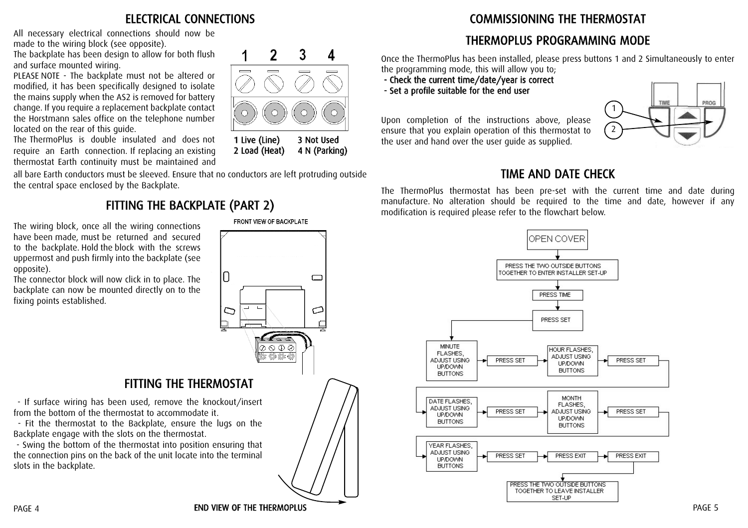## ELECTRICAL CONNECTIONS

All necessary electrical connections should now be made to the wiring block (see opposite).

The backplate has been design to allow for both flush and surface mounted wiring.

PLEASE NOTE - The backplate must not be altered or modified, it has been specifically designed to isolate the mains supply when the AS2 is removed for battery change. If you require a replacement backplate contact the Horstmann sales office on the telephone number located on the rear of this guide.

The ThermoPlus is double insulated and does not require an Earth connection. If replacing an existing thermostat Earth continuity must be maintained and all bare Earth conductors must be sleeved. Ensure that no conductors are left protruding outside the central space enclosed by the Backplate.

1 2 3 4

**1 Live (Line)** **3 Not Used**
**2 Load (Heat)** **4 N (Parking)**

## FITTING THE BACKPLATE (PART 2)

The wiring block, once all the wiring connections have been made, must be returned and secured to the backplate. Hold the block with the screws uppermost and push firmly into the backplate (see opposite).

The connector block will now click in to place. The backplate can now be mounted directly on to the fixing points established.

FRONT VIEW OF BACKPLATE

## FITTING THE THERMOSTAT

- If surface wiring has been used, remove the knockout/insert from the bottom of the thermostat to accommodate it.
- Fit the thermostat to the Backplate, ensure the lugs on the Backplate engage with the slots on the thermostat.
- Swing the bottom of the thermostat into position ensuring that the connection pins on the back of the unit locate into the terminal slots in the backplate.

**END VIEW OF THE THERMOPLUS**

## COMMISSIONING THE THERMOSTAT

## THERMOPLUS PROGRAMMING MODE

Once the ThermoPlus has been installed, please press buttons 1 and 2 Simultaneously to enter the programming mode, this will allow you to;

- **Check the current time/date/year is correct**
- **Set a profile suitable for the end user**

Upon completion of the instructions above, please ensure that you explain operation of this thermostat to the user and hand over the user guide as supplied.

1
2
TIME
PROG

## TIME AND DATE CHECK

The ThermoPlus thermostat has been pre-set with the current time and date during manufacture. No alteration should be required to the time and date, however if any modification is required please refer to the flowchart below.

OPEN COVER
PRESS THE TWO OUTSIDE BUTTONS TOGETHER TO ENTER INSTALLER SET-UP
PRESS TIME
PRESS SET
MINUTE FLASHES, ADJUST USING UP/DOWN BUTTONS
PRESS SET
HOUR FLASHES, ADJUST USING UP/DOWN BUTTONS
PRESS SET
DATE FLASHES, ADJUST USING UP/DOWN BUTTONS
PRESS SET
MONTH FLASHES, ADJUST USING UP/DOWN BUTTONS
PRESS SET
YEAR FLASHES, ADJUST USING UP/DOWN BUTTONS
PRESS SET
PRESS EXIT
PRESS EXIT
PRESS THE TWO OUTSIDE BUTTONS TOGETHER TO LEAVE INSTALLER SET-UP